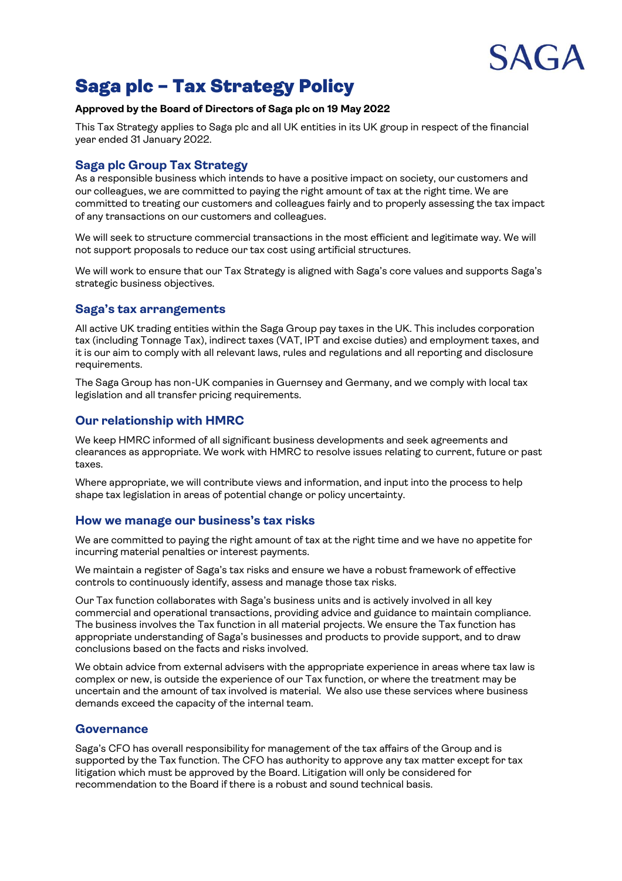SAGA

# Saga plc – Tax Strategy Policy

**Approved by the Board of Directors of Saga plc on 19 May 2022**

This Tax Strategy applies to Saga plc and all UK entities in its UK group in respect of the financial year ended 31 January 2022.

## Saga plc Group Tax Strategy

As a responsible business which intends to have a positive impact on society, our customers and our colleagues, we are committed to paying the right amount of tax at the right time. We are committed to treating our customers and colleagues fairly and to properly assessing the tax impact of any transactions on our customers and colleagues.

We will seek to structure commercial transactions in the most efficient and legitimate way. We will not support proposals to reduce our tax cost using artificial structures.

We will work to ensure that our Tax Strategy is aligned with Saga's core values and supports Saga's strategic business objectives.

## Saga's tax arrangements

All active UK trading entities within the Saga Group pay taxes in the UK. This includes corporation tax (including Tonnage Tax), indirect taxes (VAT, IPT and excise duties) and employment taxes, and it is our aim to comply with all relevant laws, rules and regulations and all reporting and disclosure requirements.

The Saga Group has non-UK companies in Guernsey and Germany, and we comply with local tax legislation and all transfer pricing requirements.

## Our relationship with HMRC

We keep HMRC informed of all significant business developments and seek agreements and clearances as appropriate. We work with HMRC to resolve issues relating to current, future or past taxes.

Where appropriate, we will contribute views and information, and input into the process to help shape tax legislation in areas of potential change or policy uncertainty.

## How we manage our business's tax risks

We are committed to paying the right amount of tax at the right time and we have no appetite for incurring material penalties or interest payments.

We maintain a register of Saga's tax risks and ensure we have a robust framework of effective controls to continuously identify, assess and manage those tax risks.

Our Tax function collaborates with Saga's business units and is actively involved in all key commercial and operational transactions, providing advice and guidance to maintain compliance. The business involves the Tax function in all material projects. We ensure the Tax function has appropriate understanding of Saga's businesses and products to provide support, and to draw conclusions based on the facts and risks involved.

We obtain advice from external advisers with the appropriate experience in areas where tax law is complex or new, is outside the experience of our Tax function, or where the treatment may be uncertain and the amount of tax involved is material. We also use these services where business demands exceed the capacity of the internal team.

## Governance

Saga's CFO has overall responsibility for management of the tax affairs of the Group and is supported by the Tax function. The CFO has authority to approve any tax matter except for tax litigation which must be approved by the Board. Litigation will only be considered for recommendation to the Board if there is a robust and sound technical basis.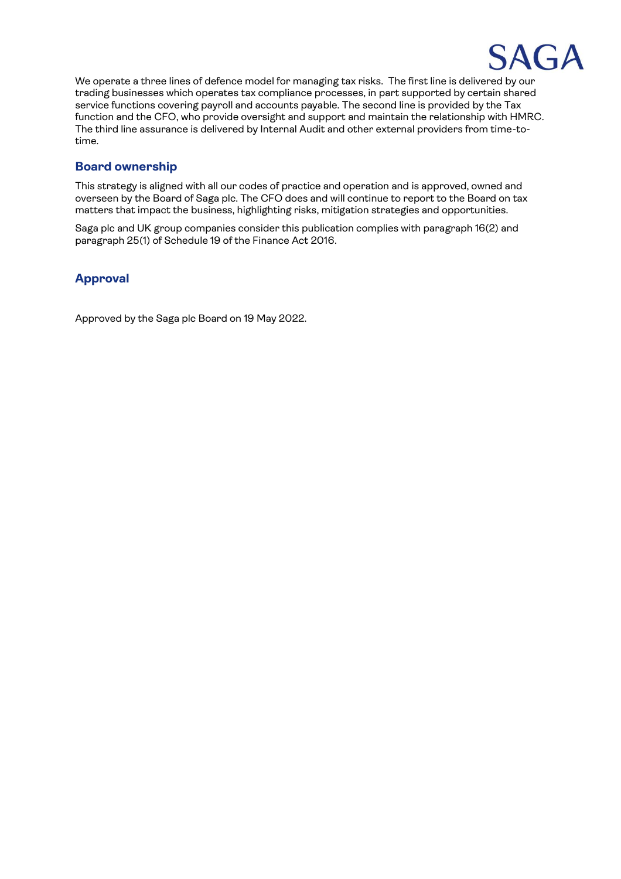We operate a three lines of defence model for managing tax risks. The first line is delivered by our trading businesses which operates tax compliance processes, in part supported by certain shared service functions covering payroll and accounts payable. The second line is provided by the Tax function and the CFO, who provide oversight and support and maintain the relationship with HMRC. The third line assurance is delivered by Internal Audit and other external providers from time-to-time.

## Board ownership

This strategy is aligned with all our codes of practice and operation and is approved, owned and overseen by the Board of Saga plc. The CFO does and will continue to report to the Board on tax matters that impact the business, highlighting risks, mitigation strategies and opportunities.

Saga plc and UK group companies consider this publication complies with paragraph 16(2) and paragraph 25(1) of Schedule 19 of the Finance Act 2016.

## Approval

Approved by the Saga plc Board on 19 May 2022.